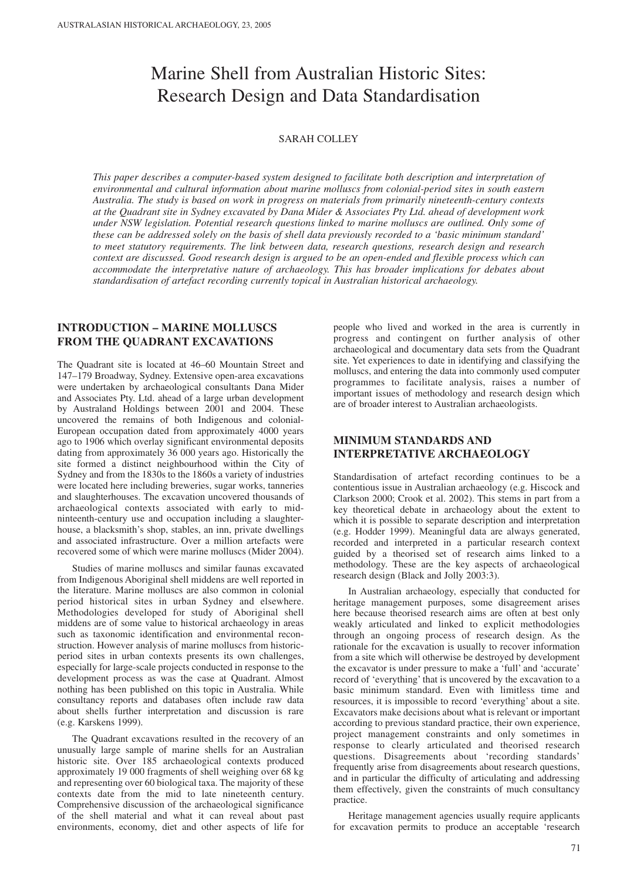# Marine Shell from Australian Historic Sites: Research Design and Data Standardisation

SARAH COLLEY

*This paper describes a computer-based system designed to facilitate both description and interpretation of environmental and cultural information about marine molluscs from colonial-period sites in south eastern Australia. The study is based on work in progress on materials from primarily nineteenth-century contexts at the Quadrant site in Sydney excavated by Dana Mider & Associates Pty Ltd. ahead of development work under NSW legislation. Potential research questions linked to marine molluscs are outlined. Only some of these can be addressed solely on the basis of shell data previously recorded to a 'basic minimum standard' to meet statutory requirements. The link between data, research questions, research design and research context are discussed. Good research design is argued to be an open-ended and flexible process which can accommodate the interpretative nature of archaeology. This has broader implications for debates about standardisation of artefact recording currently topical in Australian historical archaeology.*

## INTRODUCTION – MARINE MOLLUSCS FROM THE QUADRANT EXCAVATIONS

The Quadrant site is located at 46–60 Mountain Street and 147–179 Broadway, Sydney. Extensive open-area excavations were undertaken by archaeological consultants Dana Mider and Associates Pty. Ltd. ahead of a large urban development by Australand Holdings between 2001 and 2004. These uncovered the remains of both Indigenous and colonial-European occupation dated from approximately 4000 years ago to 1906 which overlay significant environmental deposits dating from approximately 36 000 years ago. Historically the site formed a distinct neighbourhood within the City of Sydney and from the 1830s to the 1860s a variety of industries were located here including breweries, sugar works, tanneries and slaughterhouses. The excavation uncovered thousands of archaeological contexts associated with early to mid-ninteenth-century use and occupation including a slaughterhouse, a blacksmith's shop, stables, an inn, private dwellings and associated infrastructure. Over a million artefacts were recovered some of which were marine molluscs (Mider 2004).

Studies of marine molluscs and similar faunas excavated from Indigenous Aboriginal shell middens are well reported in the literature. Marine molluscs are also common in colonial period historical sites in urban Sydney and elsewhere. Methodologies developed for study of Aboriginal shell middens are of some value to historical archaeology in areas such as taxonomic identification and environmental reconstruction. However analysis of marine molluscs from historic-period sites in urban contexts presents its own challenges, especially for large-scale projects conducted in response to the development process as was the case at Quadrant. Almost nothing has been published on this topic in Australia. While consultancy reports and databases often include raw data about shells further interpretation and discussion is rare (e.g. Karskens 1999).

The Quadrant excavations resulted in the recovery of an unusually large sample of marine shells for an Australian historic site. Over 185 archaeological contexts produced approximately 19 000 fragments of shell weighing over 68 kg and representing over 60 biological taxa. The majority of these contexts date from the mid to late nineteenth century. Comprehensive discussion of the archaeological significance of the shell material and what it can reveal about past environments, economy, diet and other aspects of life for people who lived and worked in the area is currently in progress and contingent on further analysis of other archaeological and documentary data sets from the Quadrant site. Yet experiences to date in identifying and classifying the molluscs, and entering the data into commonly used computer programmes to facilitate analysis, raises a number of important issues of methodology and research design which are of broader interest to Australian archaeologists.

## MINIMUM STANDARDS AND INTERPRETATIVE ARCHAEOLOGY

Standardisation of artefact recording continues to be a contentious issue in Australian archaeology (e.g. Hiscock and Clarkson 2000; Crook et al. 2002). This stems in part from a key theoretical debate in archaeology about the extent to which it is possible to separate description and interpretation (e.g. Hodder 1999). Meaningful data are always generated, recorded and interpreted in a particular research context guided by a theorised set of research aims linked to a methodology. These are the key aspects of archaeological research design (Black and Jolly 2003:3).

In Australian archaeology, especially that conducted for heritage management purposes, some disagreement arises here because theorised research aims are often at best only weakly articulated and linked to explicit methodologies through an ongoing process of research design. As the rationale for the excavation is usually to recover information from a site which will otherwise be destroyed by development the excavator is under pressure to make a 'full' and 'accurate' record of 'everything' that is uncovered by the excavation to a basic minimum standard. Even with limitless time and resources, it is impossible to record 'everything' about a site. Excavators make decisions about what is relevant or important according to previous standard practice, their own experience, project management constraints and only sometimes in response to clearly articulated and theorised research questions. Disagreements about 'recording standards' frequently arise from disagreements about research questions, and in particular the difficulty of articulating and addressing them effectively, given the constraints of much consultancy practice.

Heritage management agencies usually require applicants for excavation permits to produce an acceptable 'research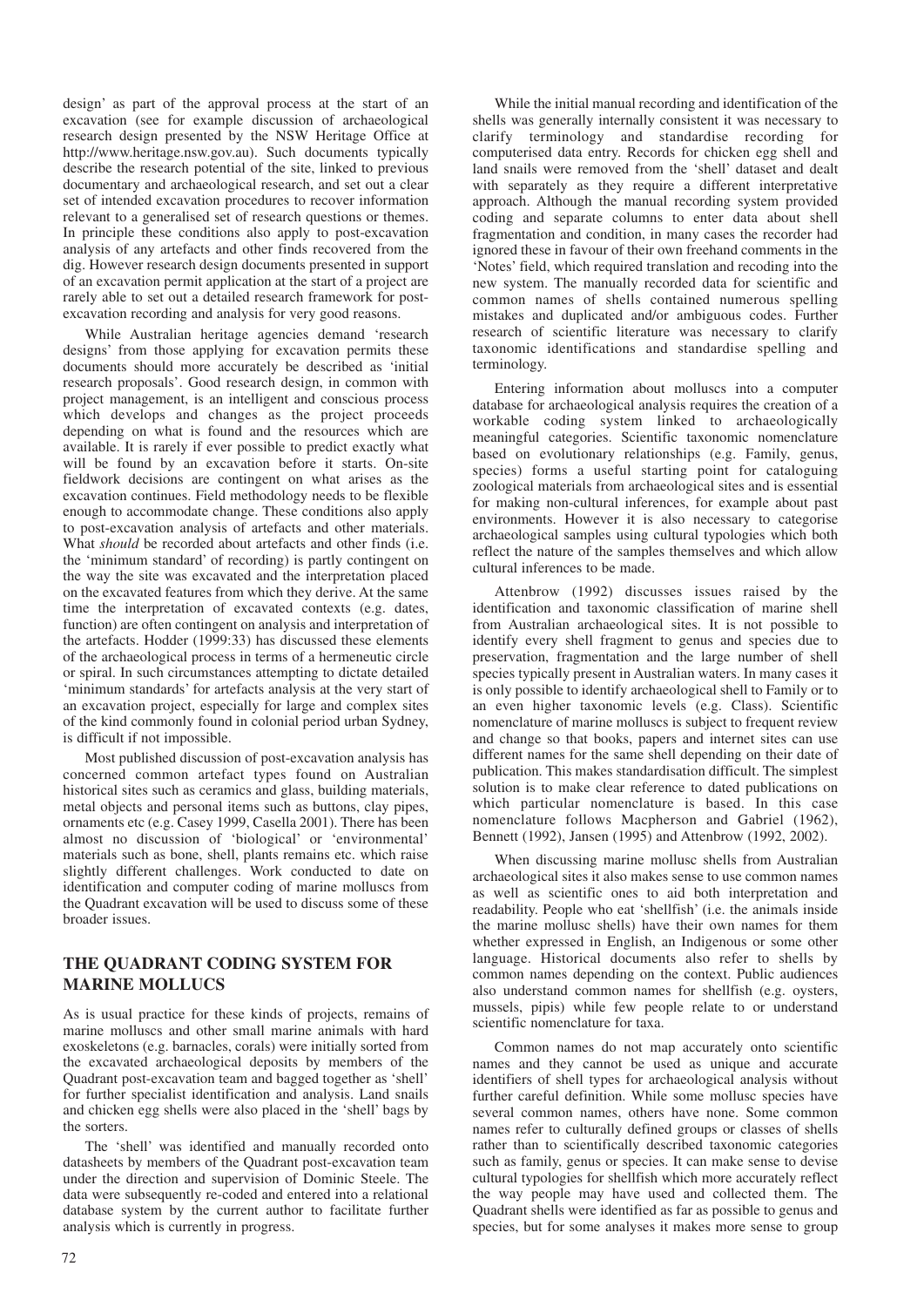design' as part of the approval process at the start of an excavation (see for example discussion of archaeological research design presented by the NSW Heritage Office at http://www.heritage.nsw.gov.au). Such documents typically describe the research potential of the site, linked to previous documentary and archaeological research, and set out a clear set of intended excavation procedures to recover information relevant to a generalised set of research questions or themes. In principle these conditions also apply to post-excavation analysis of any artefacts and other finds recovered from the dig. However research design documents presented in support of an excavation permit application at the start of a project are rarely able to set out a detailed research framework for post-excavation recording and analysis for very good reasons.

While Australian heritage agencies demand 'research designs' from those applying for excavation permits these documents should more accurately be described as 'initial research proposals'. Good research design, in common with project management, is an intelligent and conscious process which develops and changes as the project proceeds depending on what is found and the resources which are available. It is rarely if ever possible to predict exactly what will be found by an excavation before it starts. On-site fieldwork decisions are contingent on what arises as the excavation continues. Field methodology needs to be flexible enough to accommodate change. These conditions also apply to post-excavation analysis of artefacts and other materials. What *should* be recorded about artefacts and other finds (i.e. the 'minimum standard' of recording) is partly contingent on the way the site was excavated and the interpretation placed on the excavated features from which they derive. At the same time the interpretation of excavated contexts (e.g. dates, function) are often contingent on analysis and interpretation of the artefacts. Hodder (1999:33) has discussed these elements of the archaeological process in terms of a hermeneutic circle or spiral. In such circumstances attempting to dictate detailed 'minimum standards' for artefacts analysis at the very start of an excavation project, especially for large and complex sites of the kind commonly found in colonial period urban Sydney, is difficult if not impossible.

Most published discussion of post-excavation analysis has concerned common artefact types found on Australian historical sites such as ceramics and glass, building materials, metal objects and personal items such as buttons, clay pipes, ornaments etc (e.g. Casey 1999, Casella 2001). There has been almost no discussion of 'biological' or 'environmental' materials such as bone, shell, plants remains etc. which raise slightly different challenges. Work conducted to date on identification and computer coding of marine molluscs from the Quadrant excavation will be used to discuss some of these broader issues.

## THE QUADRANT CODING SYSTEM FOR MARINE MOLLUCS

As is usual practice for these kinds of projects, remains of marine molluscs and other small marine animals with hard exoskeletons (e.g. barnacles, corals) were initially sorted from the excavated archaeological deposits by members of the Quadrant post-excavation team and bagged together as 'shell' for further specialist identification and analysis. Land snails and chicken egg shells were also placed in the 'shell' bags by the sorters.

The 'shell' was identified and manually recorded onto datasheets by members of the Quadrant post-excavation team under the direction and supervision of Dominic Steele. The data were subsequently re-coded and entered into a relational database system by the current author to facilitate further analysis which is currently in progress.

While the initial manual recording and identification of the shells was generally internally consistent it was necessary to clarify terminology and standardise recording for computerised data entry. Records for chicken egg shell and land snails were removed from the 'shell' dataset and dealt with separately as they require a different interpretative approach. Although the manual recording system provided coding and separate columns to enter data about shell fragmentation and condition, in many cases the recorder had ignored these in favour of their own freehand comments in the 'Notes' field, which required translation and recoding into the new system. The manually recorded data for scientific and common names of shells contained numerous spelling mistakes and duplicated and/or ambiguous codes. Further research of scientific literature was necessary to clarify taxonomic identifications and standardise spelling and terminology.

Entering information about molluscs into a computer database for archaeological analysis requires the creation of a workable coding system linked to archaeologically meaningful categories. Scientific taxonomic nomenclature based on evolutionary relationships (e.g. Family, genus, species) forms a useful starting point for cataloguing zoological materials from archaeological sites and is essential for making non-cultural inferences, for example about past environments. However it is also necessary to categorise archaeological samples using cultural typologies which both reflect the nature of the samples themselves and which allow cultural inferences to be made.

Attenbrow (1992) discusses issues raised by the identification and taxonomic classification of marine shell from Australian archaeological sites. It is not possible to identify every shell fragment to genus and species due to preservation, fragmentation and the large number of shell species typically present in Australian waters. In many cases it is only possible to identify archaeological shell to Family or to an even higher taxonomic levels (e.g. Class). Scientific nomenclature of marine molluscs is subject to frequent review and change so that books, papers and internet sites can use different names for the same shell depending on their date of publication. This makes standardisation difficult. The simplest solution is to make clear reference to dated publications on which particular nomenclature is based. In this case nomenclature follows Macpherson and Gabriel (1962), Bennett (1992), Jansen (1995) and Attenbrow (1992, 2002).

When discussing marine mollusc shells from Australian archaeological sites it also makes sense to use common names as well as scientific ones to aid both interpretation and readability. People who eat 'shellfish' (i.e. the animals inside the marine mollusc shells) have their own names for them whether expressed in English, an Indigenous or some other language. Historical documents also refer to shells by common names depending on the context. Public audiences also understand common names for shellfish (e.g. oysters, mussels, pipis) while few people relate to or understand scientific nomenclature for taxa.

Common names do not map accurately onto scientific names and they cannot be used as unique and accurate identifiers of shell types for archaeological analysis without further careful definition. While some mollusc species have several common names, others have none. Some common names refer to culturally defined groups or classes of shells rather than to scientifically described taxonomic categories such as family, genus or species. It can make sense to devise cultural typologies for shellfish which more accurately reflect the way people may have used and collected them. The Quadrant shells were identified as far as possible to genus and species, but for some analyses it makes more sense to group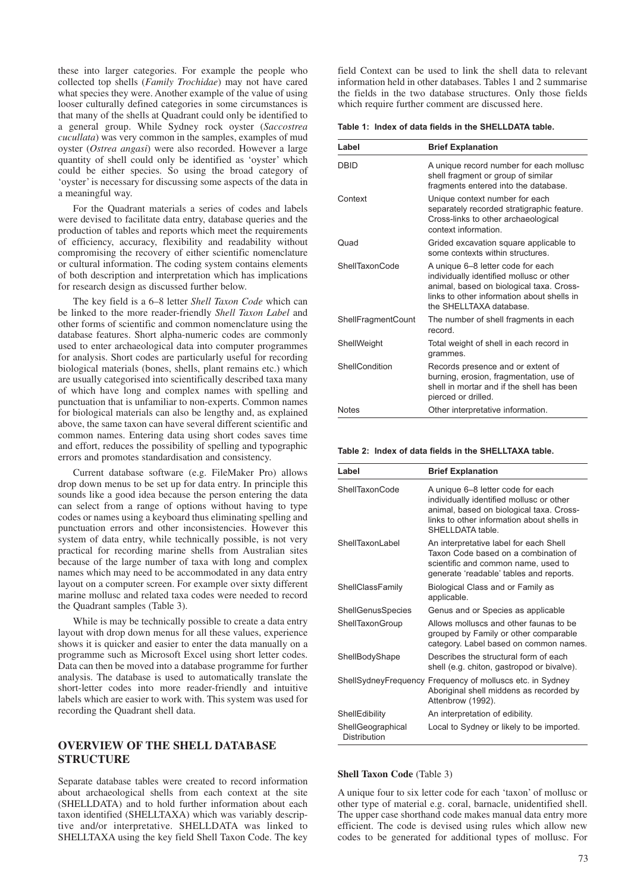these into larger categories. For example the people who collected top shells (*Family Trochidae*) may not have cared what species they were. Another example of the value of using looser culturally defined categories in some circumstances is that many of the shells at Quadrant could only be identified to a general group. While Sydney rock oyster (*Saccostrea cucullata*) was very common in the samples, examples of mud oyster (*Ostrea angasi*) were also recorded. However a large quantity of shell could only be identified as 'oyster' which could be either species. So using the broad category of 'oyster' is necessary for discussing some aspects of the data in a meaningful way.

For the Quadrant materials a series of codes and labels were devised to facilitate data entry, database queries and the production of tables and reports which meet the requirements of efficiency, accuracy, flexibility and readability without compromising the recovery of either scientific nomenclature or cultural information. The coding system contains elements of both description and interpretation which has implications for research design as discussed further below.

The key field is a 6–8 letter *Shell Taxon Code* which can be linked to the more reader-friendly *Shell Taxon Label* and other forms of scientific and common nomenclature using the database features. Short alpha-numeric codes are commonly used to enter archaeological data into computer programmes for analysis. Short codes are particularly useful for recording biological materials (bones, shells, plant remains etc.) which are usually categorised into scientifically described taxa many of which have long and complex names with spelling and punctuation that is unfamiliar to non-experts. Common names for biological materials can also be lengthy and, as explained above, the same taxon can have several different scientific and common names. Entering data using short codes saves time and effort, reduces the possibility of spelling and typographic errors and promotes standardisation and consistency.

Current database software (e.g. FileMaker Pro) allows drop down menus to be set up for data entry. In principle this sounds like a good idea because the person entering the data can select from a range of options without having to type codes or names using a keyboard thus eliminating spelling and punctuation errors and other inconsistencies. However this system of data entry, while technically possible, is not very practical for recording marine shells from Australian sites because of the large number of taxa with long and complex names which may need to be accommodated in any data entry layout on a computer screen. For example over sixty different marine mollusc and related taxa codes were needed to record the Quadrant samples (Table 3).

While is may be technically possible to create a data entry layout with drop down menus for all these values, experience shows it is quicker and easier to enter the data manually on a programme such as Microsoft Excel using short letter codes. Data can then be moved into a database programme for further analysis. The database is used to automatically translate the short-letter codes into more reader-friendly and intuitive labels which are easier to work with. This system was used for recording the Quadrant shell data.

## OVERVIEW OF THE SHELL DATABASE STRUCTURE

Separate database tables were created to record information about archaeological shells from each context at the site (SHELLDATA) and to hold further information about each taxon identified (SHELLTAXA) which was variably descriptive and/or interpretative. SHELLDATA was linked to SHELLTAXA using the key field Shell Taxon Code. The key field Context can be used to link the shell data to relevant information held in other databases. Tables 1 and 2 summarise the fields in the two database structures. Only those fields which require further comment are discussed here.

**Table 1: Index of data fields in the SHELLDATA table.**

| Label | Brief Explanation |
|---|---|
| DBID | A unique record number for each mollusc shell fragment or group of similar fragments entered into the database. |
| Context | Unique context number for each separately recorded stratigraphic feature. Cross-links to other archaeological context information. |
| Quad | Grided excavation square applicable to some contexts within structures. |
| ShellTaxonCode | A unique 6–8 letter code for each individually identified mollusc or other animal, based on biological taxa. Cross-links to other information about shells in the SHELLTAXA database. |
| ShellFragmentCount | The number of shell fragments in each record. |
| ShellWeight | Total weight of shell in each record in grammes. |
| ShellCondition | Records presence and or extent of burning, erosion, fragmentation, use of shell in mortar and if the shell has been pierced or drilled. |
| Notes | Other interpretative information. |

**Table 2: Index of data fields in the SHELLTAXA table.**

| Label | Brief Explanation |
|---|---|
| ShellTaxonCode | A unique 6–8 letter code for each individually identified mollusc or other animal, based on biological taxa. Cross-links to other information about shells in SHELLDATA table. |
| ShellTaxonLabel | An interpretative label for each Shell Taxon Code based on a combination of scientific and common name, used to generate 'readable' tables and reports. |
| ShellClassFamily | Biological Class and or Family as applicable. |
| ShellGenusSpecies | Genus and or Species as applicable |
| ShellTaxonGroup | Allows molluscs and other faunas to be grouped by Family or other comparable category. Label based on common names. |
| ShellBodyShape | Describes the structural form of each shell (e.g. chiton, gastropod or bivalve). |
| ShellSydneyFrequency | Frequency of molluscs etc. in Sydney Aboriginal shell middens as recorded by Attenbrow (1992). |
| ShellEdibility | An interpretation of edibility. |
| ShellGeographical Distribution | Local to Sydney or likely to be imported. |

**Shell Taxon Code** (Table 3)

A unique four to six letter code for each 'taxon' of mollusc or other type of material e.g. coral, barnacle, unidentified shell. The upper case shorthand code makes manual data entry more efficient. The code is devised using rules which allow new codes to be generated for additional types of mollusc. For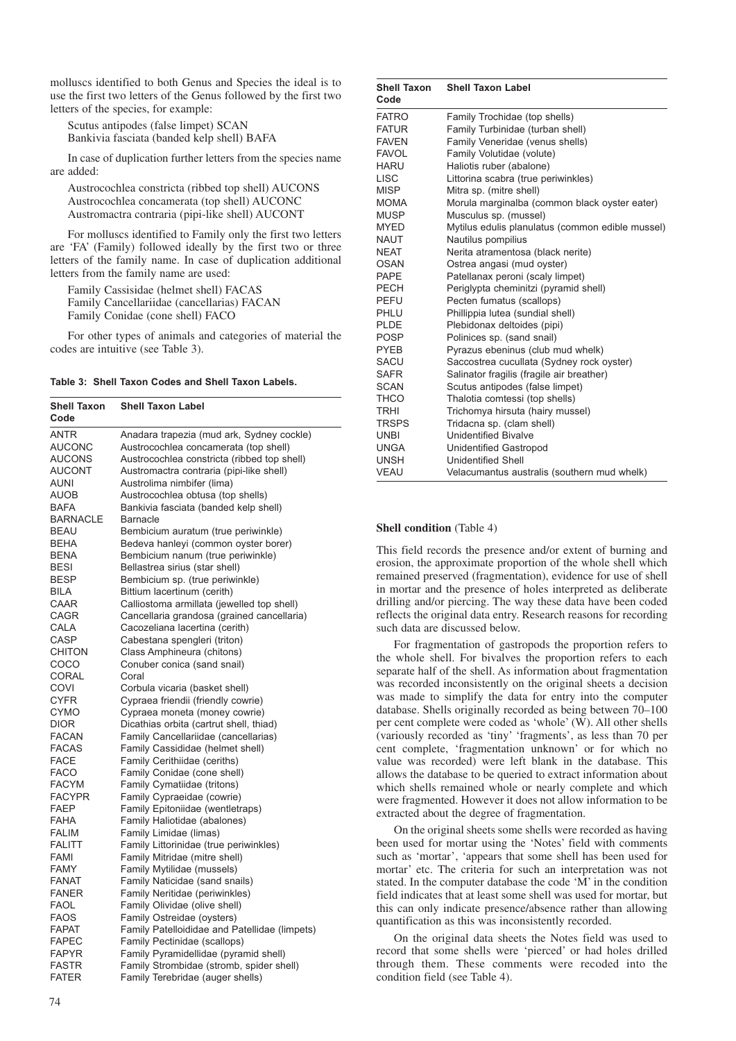molluscs identified to both Genus and Species the ideal is to use the first two letters of the Genus followed by the first two letters of the species, for example:

Scutus antipodes (false limpet) SCAN
Bankivia fasciata (banded kelp shell) BAFA

In case of duplication further letters from the species name are added:

Austrocochlea constricta (ribbed top shell) AUCONS
Austrocochlea concamerata (top shell) AUCONC
Austromactra contraria (pipi-like shell) AUCONT

For molluscs identified to Family only the first two letters are 'FA' (Family) followed ideally by the first two or three letters of the family name. In case of duplication additional letters from the family name are used:

Family Cassisidae (helmet shell) FACAS
Family Cancellariidae (cancellarias) FACAN
Family Conidae (cone shell) FACO

For other types of animals and categories of material the codes are intuitive (see Table 3).

**Table 3: Shell Taxon Codes and Shell Taxon Labels.**

| Shell Taxon Code | Shell Taxon Label |
|---|---|
| ANTR | Anadara trapezia (mud ark, Sydney cockle) |
| AUCONC | Austrocochlea concamerata (top shell) |
| AUCONS | Austrocochlea constricta (ribbed top shell) |
| AUCONT | Austromactra contraria (pipi-like shell) |
| AUNI | Austrolima nimbifer (lima) |
| AUOB | Austrocochlea obtusa (top shells) |
| BAFA | Bankivia fasciata (banded kelp shell) |
| BARNACLE | Barnacle |
| BEAU | Bembicium auratum (true periwinkle) |
| BEHA | Bedeva hanleyi (common oyster borer) |
| BENA | Bembicium nanum (true periwinkle) |
| BESI | Bellastrea sirius (star shell) |
| BESP | Bembicium sp. (true periwinkle) |
| BILA | Bittium lacertinum (cerith) |
| CAAR | Calliostoma armillata (jewelled top shell) |
| CAGR | Cancellaria grandosa (grained cancellaria) |
| CALA | Cacozeliana lacertina (cerith) |
| CASP | Cabestana spengleri (triton) |
| CHITON | Class Amphineura (chitons) |
| COCO | Conuber conica (sand snail) |
| CORAL | Coral |
| COVI | Corbula vicaria (basket shell) |
| CYFR | Cypraea friendii (friendly cowrie) |
| CYMO | Cypraea moneta (money cowrie) |
| DIOR | Dicathias orbita (cartrut shell, thiad) |
| FACAN | Family Cancellariidae (cancellarias) |
| FACAS | Family Cassididae (helmet shell) |
| FACE | Family Cerithiidae (ceriths) |
| FACO | Family Conidae (cone shell) |
| FACYM | Family Cymatiidae (tritons) |
| FACYPR | Family Cypraeidae (cowrie) |
| FAEP | Family Epitoniidae (wentletraps) |
| FAHA | Family Haliotidae (abalones) |
| FALIM | Family Limidae (limas) |
| FALITT | Family Littorinidae (true periwinkles) |
| FAMI | Family Mitridae (mitre shell) |
| FAMY | Family Mytilidae (mussels) |
| FANAT | Family Naticidae (sand snails) |
| FANER | Family Neritidae (periwinkles) |
| FAOL | Family Olividae (olive shell) |
| FAOS | Family Ostreidae (oysters) |
| FAPAT | Family Patelloididae and Patellidae (limpets) |
| FAPEC | Family Pectinidae (scallops) |
| FAPYR | Family Pyramidellidae (pyramid shell) |
| FASTR | Family Strombidae (stromb, spider shell) |
| FATER | Family Terebridae (auger shells) |
| FATRO | Family Trochidae (top shells) |
| FATUR | Family Turbinidae (turban shell) |
| FAVEN | Family Veneridae (venus shells) |
| FAVOL | Family Volutidae (volute) |
| HARU | Haliotis ruber (abalone) |
| LISC | Littorina scabra (true periwinkles) |
| MISP | Mitra sp. (mitre shell) |
| MOMA | Morula marginalba (common black oyster eater) |
| MUSP | Musculus sp. (mussel) |
| MYED | Mytilus edulis planulatus (common edible mussel) |
| NAUT | Nautilus pompilius |
| NEAT | Nerita atramentosa (black nerite) |
| OSAN | Ostrea angasi (mud oyster) |
| PAPE | Patellanax peroni (scaly limpet) |
| PECH | Periglypta cheminitzi (pyramid shell) |
| PEFU | Pecten fumatus (scallops) |
| PHLU | Phillippia lutea (sundial shell) |
| PLDE | Plebidonax deltoides (pipi) |
| POSP | Polinices sp. (sand snail) |
| PYEB | Pyrazus ebeninus (club mud whelk) |
| SACU | Saccostrea cucullata (Sydney rock oyster) |
| SAFR | Salinator fragilis (fragile air breather) |
| SCAN | Scutus antipodes (false limpet) |
| THCO | Thalotia comtessi (top shells) |
| TRHI | Trichomya hirsuta (hairy mussel) |
| TRSPS | Tridacna sp. (clam shell) |
| UNBI | Unidentified Bivalve |
| UNGA | Unidentified Gastropod |
| UNSH | Unidentified Shell |
| VEAU | Velacumantus australis (southern mud whelk) |

**Shell condition** (Table 4)

This field records the presence and/or extent of burning and erosion, the approximate proportion of the whole shell which remained preserved (fragmentation), evidence for use of shell in mortar and the presence of holes interpreted as deliberate drilling and/or piercing. The way these data have been coded reflects the original data entry. Research reasons for recording such data are discussed below.

For fragmentation of gastropods the proportion refers to the whole shell. For bivalves the proportion refers to each separate half of the shell. As information about fragmentation was recorded inconsistently on the original sheets a decision was made to simplify the data for entry into the computer database. Shells originally recorded as being between 70–100 per cent complete were coded as 'whole' (W). All other shells (variously recorded as 'tiny' 'fragments', as less than 70 per cent complete, 'fragmentation unknown' or for which no value was recorded) were left blank in the database. This allows the database to be queried to extract information about which shells remained whole or nearly complete and which were fragmented. However it does not allow information to be extracted about the degree of fragmentation.

On the original sheets some shells were recorded as having been used for mortar using the 'Notes' field with comments such as 'mortar', 'appears that some shell has been used for mortar' etc. The criteria for such an interpretation was not stated. In the computer database the code 'M' in the condition field indicates that at least some shell was used for mortar, but this can only indicate presence/absence rather than allowing quantification as this was inconsistently recorded.

On the original data sheets the Notes field was used to record that some shells were 'pierced' or had holes drilled through them. These comments were recoded into the condition field (see Table 4).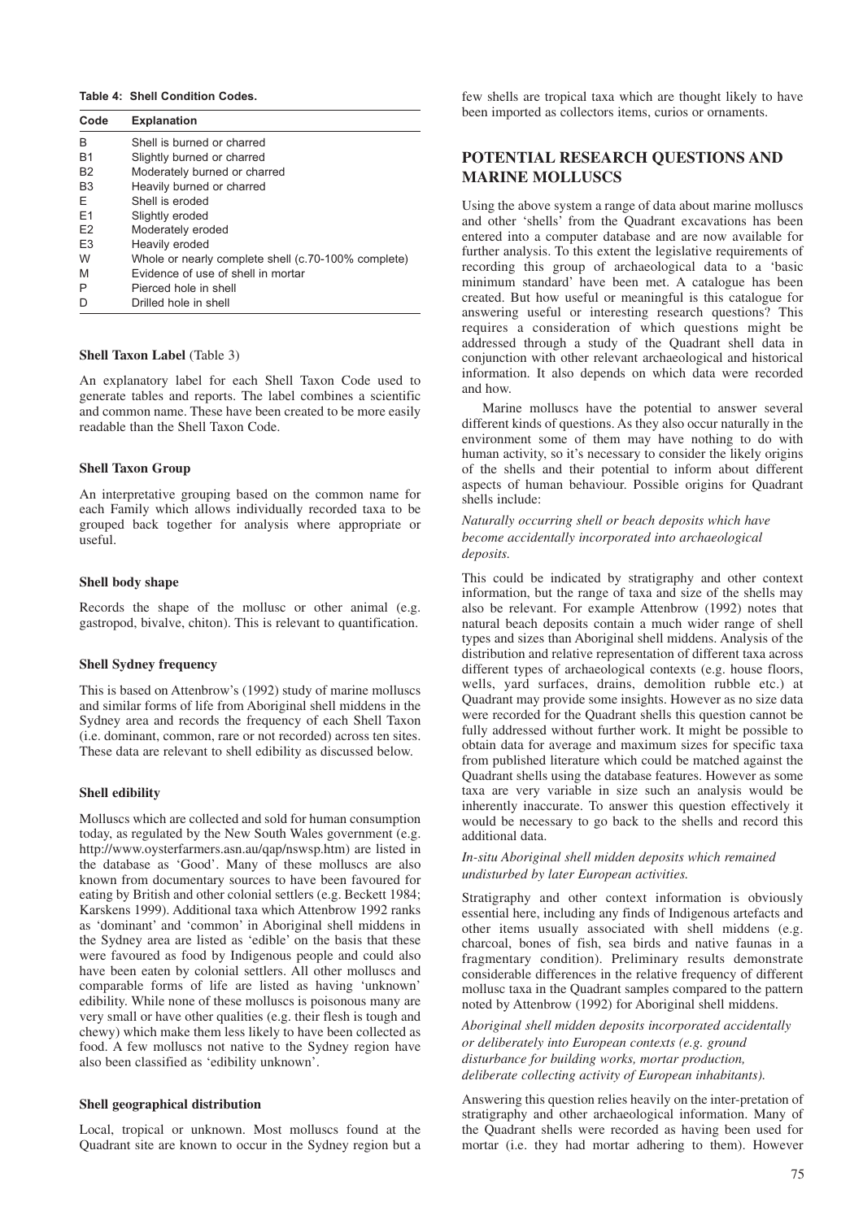**Table 4: Shell Condition Codes.**

| Code | Explanation |
|---|---|
| B | Shell is burned or charred |
| B1 | Slightly burned or charred |
| B2 | Moderately burned or charred |
| B3 | Heavily burned or charred |
| E | Shell is eroded |
| E1 | Slightly eroded |
| E2 | Moderately eroded |
| E3 | Heavily eroded |
| W | Whole or nearly complete shell (c.70-100% complete) |
| M | Evidence of use of shell in mortar |
| P | Pierced hole in shell |
| D | Drilled hole in shell |

**Shell Taxon Label** (Table 3)

An explanatory label for each Shell Taxon Code used to generate tables and reports. The label combines a scientific and common name. These have been created to be more easily readable than the Shell Taxon Code.

**Shell Taxon Group**

An interpretative grouping based on the common name for each Family which allows individually recorded taxa to be grouped back together for analysis where appropriate or useful.

**Shell body shape**

Records the shape of the mollusc or other animal (e.g. gastropod, bivalve, chiton). This is relevant to quantification.

**Shell Sydney frequency**

This is based on Attenbrow's (1992) study of marine molluscs and similar forms of life from Aboriginal shell middens in the Sydney area and records the frequency of each Shell Taxon (i.e. dominant, common, rare or not recorded) across ten sites. These data are relevant to shell edibility as discussed below.

**Shell edibility**

Molluscs which are collected and sold for human consumption today, as regulated by the New South Wales government (e.g. http://www.oysterfarmers.asn.au/qap/nswsp.htm) are listed in the database as 'Good'. Many of these molluscs are also known from documentary sources to have been favoured for eating by British and other colonial settlers (e.g. Beckett 1984; Karskens 1999). Additional taxa which Attenbrow 1992 ranks as 'dominant' and 'common' in Aboriginal shell middens in the Sydney area are listed as 'edible' on the basis that these were favoured as food by Indigenous people and could also have been eaten by colonial settlers. All other molluscs and comparable forms of life are listed as having 'unknown' edibility. While none of these molluscs is poisonous many are very small or have other qualities (e.g. their flesh is tough and chewy) which make them less likely to have been collected as food. A few molluscs not native to the Sydney region have also been classified as 'edibility unknown'.

**Shell geographical distribution**

Local, tropical or unknown. Most molluscs found at the Quadrant site are known to occur in the Sydney region but a few shells are tropical taxa which are thought likely to have been imported as collectors items, curios or ornaments.

## POTENTIAL RESEARCH QUESTIONS AND MARINE MOLLUSCS

Using the above system a range of data about marine molluscs and other 'shells' from the Quadrant excavations has been entered into a computer database and are now available for further analysis. To this extent the legislative requirements of recording this group of archaeological data to a 'basic minimum standard' have been met. A catalogue has been created. But how useful or meaningful is this catalogue for answering useful or interesting research questions? This requires a consideration of which questions might be addressed through a study of the Quadrant shell data in conjunction with other relevant archaeological and historical information. It also depends on which data were recorded and how.

Marine molluscs have the potential to answer several different kinds of questions. As they also occur naturally in the environment some of them may have nothing to do with human activity, so it's necessary to consider the likely origins of the shells and their potential to inform about different aspects of human behaviour. Possible origins for Quadrant shells include:

*Naturally occurring shell or beach deposits which have become accidentally incorporated into archaeological deposits.*

This could be indicated by stratigraphy and other context information, but the range of taxa and size of the shells may also be relevant. For example Attenbrow (1992) notes that natural beach deposits contain a much wider range of shell types and sizes than Aboriginal shell middens. Analysis of the distribution and relative representation of different taxa across different types of archaeological contexts (e.g. house floors, wells, yard surfaces, drains, demolition rubble etc.) at Quadrant may provide some insights. However as no size data were recorded for the Quadrant shells this question cannot be fully addressed without further work. It might be possible to obtain data for average and maximum sizes for specific taxa from published literature which could be matched against the Quadrant shells using the database features. However as some taxa are very variable in size such an analysis would be inherently inaccurate. To answer this question effectively it would be necessary to go back to the shells and record this additional data.

*In-situ Aboriginal shell midden deposits which remained undisturbed by later European activities.*

Stratigraphy and other context information is obviously essential here, including any finds of Indigenous artefacts and other items usually associated with shell middens (e.g. charcoal, bones of fish, sea birds and native faunas in a fragmentary condition). Preliminary results demonstrate considerable differences in the relative frequency of different mollusc taxa in the Quadrant samples compared to the pattern noted by Attenbrow (1992) for Aboriginal shell middens.

*Aboriginal shell midden deposits incorporated accidentally or deliberately into European contexts (e.g. ground disturbance for building works, mortar production, deliberate collecting activity of European inhabitants).*

Answering this question relies heavily on the inter-pretation of stratigraphy and other archaeological information. Many of the Quadrant shells were recorded as having been used for mortar (i.e. they had mortar adhering to them). However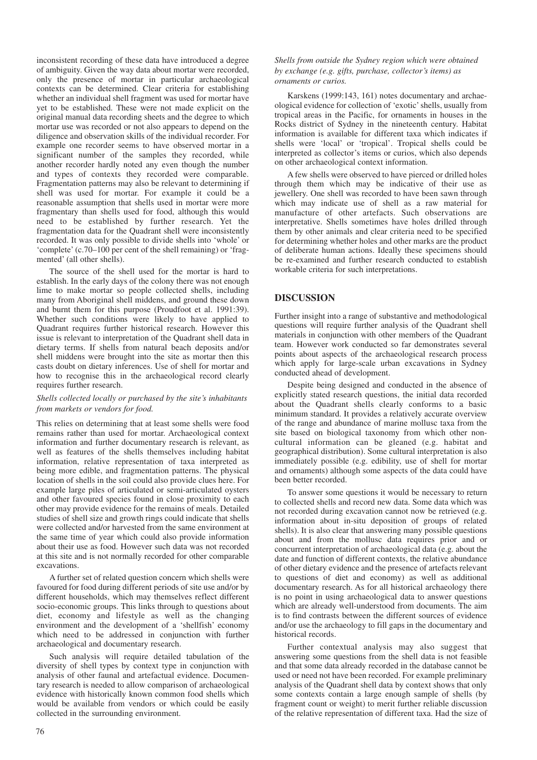inconsistent recording of these data have introduced a degree of ambiguity. Given the way data about mortar were recorded, only the presence of mortar in particular archaeological contexts can be determined. Clear criteria for establishing whether an individual shell fragment was used for mortar have yet to be established. These were not made explicit on the original manual data recording sheets and the degree to which mortar use was recorded or not also appears to depend on the diligence and observation skills of the individual recorder. For example one recorder seems to have observed mortar in a significant number of the samples they recorded, while another recorder hardly noted any even though the number and types of contexts they recorded were comparable. Fragmentation patterns may also be relevant to determining if shell was used for mortar. For example it could be a reasonable assumption that shells used in mortar were more fragmentary than shells used for food, although this would need to be established by further research. Yet the fragmentation data for the Quadrant shell were inconsistently recorded. It was only possible to divide shells into 'whole' or 'complete' (c.70–100 per cent of the shell remaining) or 'fragmented' (all other shells).

The source of the shell used for the mortar is hard to establish. In the early days of the colony there was not enough lime to make mortar so people collected shells, including many from Aboriginal shell middens, and ground these down and burnt them for this purpose (Proudfoot et al. 1991:39). Whether such conditions were likely to have applied to Quadrant requires further historical research. However this issue is relevant to interpretation of the Quadrant shell data in dietary terms. If shells from natural beach deposits and/or shell middens were brought into the site as mortar then this casts doubt on dietary inferences. Use of shell for mortar and how to recognise this in the archaeological record clearly requires further research.

*Shells collected locally or purchased by the site's inhabitants from markets or vendors for food.*

This relies on determining that at least some shells were food remains rather than used for mortar. Archaeological context information and further documentary research is relevant, as well as features of the shells themselves including habitat information, relative representation of taxa interpreted as being more edible, and fragmentation patterns. The physical location of shells in the soil could also provide clues here. For example large piles of articulated or semi-articulated oysters and other favoured species found in close proximity to each other may provide evidence for the remains of meals. Detailed studies of shell size and growth rings could indicate that shells were collected and/or harvested from the same environment at the same time of year which could also provide information about their use as food. However such data was not recorded at this site and is not normally recorded for other comparable excavations.

A further set of related question concern which shells were favoured for food during different periods of site use and/or by different households, which may themselves reflect different socio-economic groups. This links through to questions about diet, economy and lifestyle as well as the changing environment and the development of a 'shellfish' economy which need to be addressed in conjunction with further archaeological and documentary research.

Such analysis will require detailed tabulation of the diversity of shell types by context type in conjunction with analysis of other faunal and artefactual evidence. Documentary research is needed to allow comparison of archaeological evidence with historically known common food shells which would be available from vendors or which could be easily collected in the surrounding environment.

*Shells from outside the Sydney region which were obtained by exchange (e.g. gifts, purchase, collector's items) as ornaments or curios.*

Karskens (1999:143, 161) notes documentary and archaeological evidence for collection of 'exotic' shells, usually from tropical areas in the Pacific, for ornaments in houses in the Rocks district of Sydney in the nineteenth century. Habitat information is available for different taxa which indicates if shells were 'local' or 'tropical'. Tropical shells could be interpreted as collector's items or curios, which also depends on other archaeological context information.

A few shells were observed to have pierced or drilled holes through them which may be indicative of their use as jewellery. One shell was recorded to have been sawn through which may indicate use of shell as a raw material for manufacture of other artefacts. Such observations are interpretative. Shells sometimes have holes drilled through them by other animals and clear criteria need to be specified for determining whether holes and other marks are the product of deliberate human actions. Ideally these specimens should be re-examined and further research conducted to establish workable criteria for such interpretations.

## DISCUSSION

Further insight into a range of substantive and methodological questions will require further analysis of the Quadrant shell materials in conjunction with other members of the Quadrant team. However work conducted so far demonstrates several points about aspects of the archaeological research process which apply for large-scale urban excavations in Sydney conducted ahead of development.

Despite being designed and conducted in the absence of explicitly stated research questions, the initial data recorded about the Quadrant shells clearly conforms to a basic minimum standard. It provides a relatively accurate overview of the range and abundance of marine mollusc taxa from the site based on biological taxonomy from which other non-cultural information can be gleaned (e.g. habitat and geographical distribution). Some cultural interpretation is also immediately possible (e.g. edibility, use of shell for mortar and ornaments) although some aspects of the data could have been better recorded.

To answer some questions it would be necessary to return to collected shells and record new data. Some data which was not recorded during excavation cannot now be retrieved (e.g. information about in-situ deposition of groups of related shells). It is also clear that answering many possible questions about and from the mollusc data requires prior and or concurrent interpretation of archaeological data (e.g. about the date and function of different contexts, the relative abundance of other dietary evidence and the presence of artefacts relevant to questions of diet and economy) as well as additional documentary research. As for all historical archaeology there is no point in using archaeological data to answer questions which are already well-understood from documents. The aim is to find contrasts between the different sources of evidence and/or use the archaeology to fill gaps in the documentary and historical records.

Further contextual analysis may also suggest that answering some questions from the shell data is not feasible and that some data already recorded in the database cannot be used or need not have been recorded. For example preliminary analysis of the Quadrant shell data by context shows that only some contexts contain a large enough sample of shells (by fragment count or weight) to merit further reliable discussion of the relative representation of different taxa. Had the size of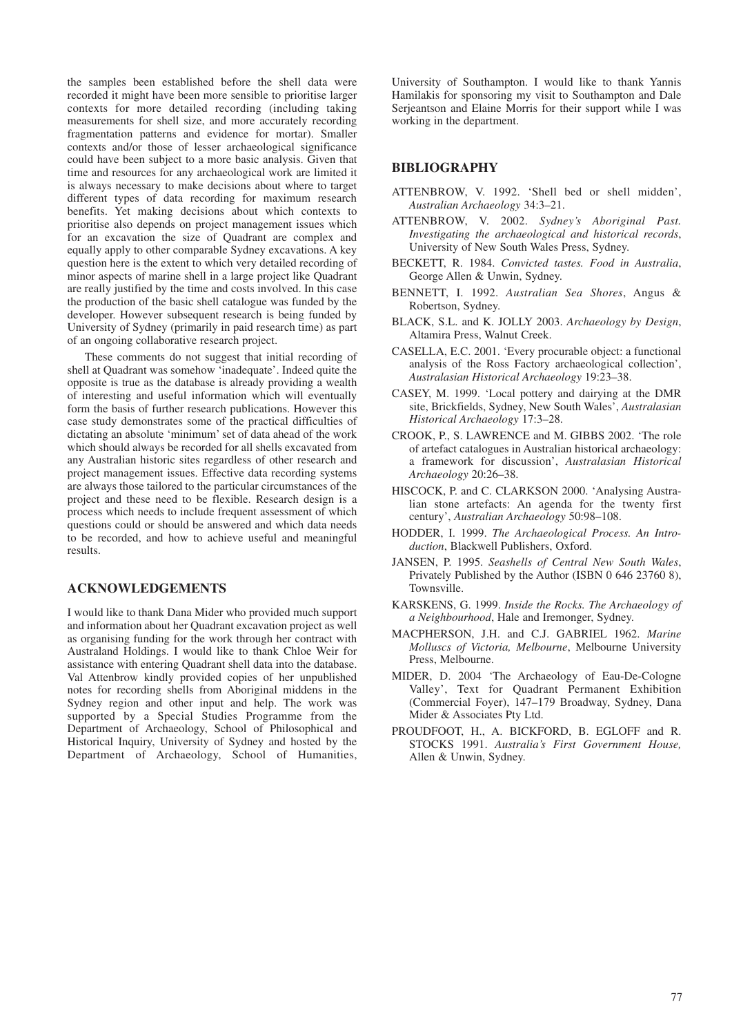the samples been established before the shell data were recorded it might have been more sensible to prioritise larger contexts for more detailed recording (including taking measurements for shell size, and more accurately recording fragmentation patterns and evidence for mortar). Smaller contexts and/or those of lesser archaeological significance could have been subject to a more basic analysis. Given that time and resources for any archaeological work are limited it is always necessary to make decisions about where to target different types of data recording for maximum research benefits. Yet making decisions about which contexts to prioritise also depends on project management issues which for an excavation the size of Quadrant are complex and equally apply to other comparable Sydney excavations. A key question here is the extent to which very detailed recording of minor aspects of marine shell in a large project like Quadrant are really justified by the time and costs involved. In this case the production of the basic shell catalogue was funded by the developer. However subsequent research is being funded by University of Sydney (primarily in paid research time) as part of an ongoing collaborative research project.

These comments do not suggest that initial recording of shell at Quadrant was somehow 'inadequate'. Indeed quite the opposite is true as the database is already providing a wealth of interesting and useful information which will eventually form the basis of further research publications. However this case study demonstrates some of the practical difficulties of dictating an absolute 'minimum' set of data ahead of the work which should always be recorded for all shells excavated from any Australian historic sites regardless of other research and project management issues. Effective data recording systems are always those tailored to the particular circumstances of the project and these need to be flexible. Research design is a process which needs to include frequent assessment of which questions could or should be answered and which data needs to be recorded, and how to achieve useful and meaningful results.

## ACKNOWLEDGEMENTS

I would like to thank Dana Mider who provided much support and information about her Quadrant excavation project as well as organising funding for the work through her contract with Australand Holdings. I would like to thank Chloe Weir for assistance with entering Quadrant shell data into the database. Val Attenbrow kindly provided copies of her unpublished notes for recording shells from Aboriginal middens in the Sydney region and other input and help. The work was supported by a Special Studies Programme from the Department of Archaeology, School of Philosophical and Historical Inquiry, University of Sydney and hosted by the Department of Archaeology, School of Humanities, University of Southampton. I would like to thank Yannis Hamilakis for sponsoring my visit to Southampton and Dale Serjeantson and Elaine Morris for their support while I was working in the department.

## BIBLIOGRAPHY

ATTENBROW, V. 1992. 'Shell bed or shell midden', *Australian Archaeology* 34:3–21.

ATTENBROW, V. 2002. *Sydney's Aboriginal Past. Investigating the archaeological and historical records*, University of New South Wales Press, Sydney.

BECKETT, R. 1984. *Convicted tastes. Food in Australia*, George Allen & Unwin, Sydney.

BENNETT, I. 1992. *Australian Sea Shores*, Angus & Robertson, Sydney.

BLACK, S.L. and K. JOLLY 2003. *Archaeology by Design*, Altamira Press, Walnut Creek.

CASELLA, E.C. 2001. 'Every procurable object: a functional analysis of the Ross Factory archaeological collection', *Australasian Historical Archaeology* 19:23–38.

CASEY, M. 1999. 'Local pottery and dairying at the DMR site, Brickfields, Sydney, New South Wales', *Australasian Historical Archaeology* 17:3–28.

CROOK, P., S. LAWRENCE and M. GIBBS 2002. 'The role of artefact catalogues in Australian historical archaeology: a framework for discussion', *Australasian Historical Archaeology* 20:26–38.

HISCOCK, P. and C. CLARKSON 2000. 'Analysing Australian stone artefacts: An agenda for the twenty first century', *Australian Archaeology* 50:98–108.

HODDER, I. 1999. *The Archaeological Process. An Introduction*, Blackwell Publishers, Oxford.

JANSEN, P. 1995. *Seashells of Central New South Wales*, Privately Published by the Author (ISBN 0 646 23760 8), Townsville.

KARSKENS, G. 1999. *Inside the Rocks. The Archaeology of a Neighbourhood*, Hale and Iremonger, Sydney.

MACPHERSON, J.H. and C.J. GABRIEL 1962. *Marine Molluscs of Victoria, Melbourne*, Melbourne University Press, Melbourne.

MIDER, D. 2004 'The Archaeology of Eau-De-Cologne Valley', Text for Quadrant Permanent Exhibition (Commercial Foyer), 147–179 Broadway, Sydney, Dana Mider & Associates Pty Ltd.

PROUDFOOT, H., A. BICKFORD, B. EGLOFF and R. STOCKS 1991. *Australia's First Government House,* Allen & Unwin, Sydney.